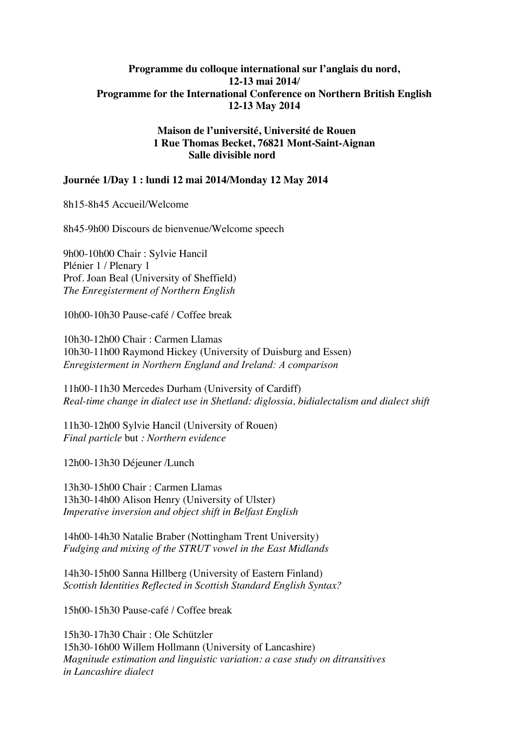**Programme du colloque international sur l'anglais du nord, 12-13 mai 2014/**
**Programme for the International Conference on Northern British English**
**12-13 May 2014**

**Maison de l'université, Université de Rouen**
**1 Rue Thomas Becket, 76821 Mont-Saint-Aignan**
**Salle divisible nord**

**Journée 1/Day 1 : lundi 12 mai 2014/Monday 12 May 2014**

8h15-8h45 Accueil/Welcome

8h45-9h00 Discours de bienvenue/Welcome speech

9h00-10h00 Chair : Sylvie Hancil
Plénier 1 / Plenary 1
Prof. Joan Beal (University of Sheffield)
*The Enregisterment of Northern English*

10h00-10h30 Pause-café / Coffee break

10h30-12h00 Chair : Carmen Llamas
10h30-11h00 Raymond Hickey (University of Duisburg and Essen)
*Enregisterment in Northern England and Ireland: A comparison*

11h00-11h30 Mercedes Durham (University of Cardiff)
*Real-time change in dialect use in Shetland: diglossia, bidialectalism and dialect shift*

11h30-12h00 Sylvie Hancil (University of Rouen)
*Final particle* but *: Northern evidence*

12h00-13h30 Déjeuner /Lunch

13h30-15h00 Chair : Carmen Llamas
13h30-14h00 Alison Henry (University of Ulster)
*Imperative inversion and object shift in Belfast English*

14h00-14h30 Natalie Braber (Nottingham Trent University)
*Fudging and mixing of the STRUT vowel in the East Midlands*

14h30-15h00 Sanna Hillberg (University of Eastern Finland)
*Scottish Identities Reflected in Scottish Standard English Syntax?*

15h00-15h30 Pause-café / Coffee break

15h30-17h30 Chair : Ole Schützler
15h30-16h00 Willem Hollmann (University of Lancashire)
*Magnitude estimation and linguistic variation: a case study on ditransitives in Lancashire dialect*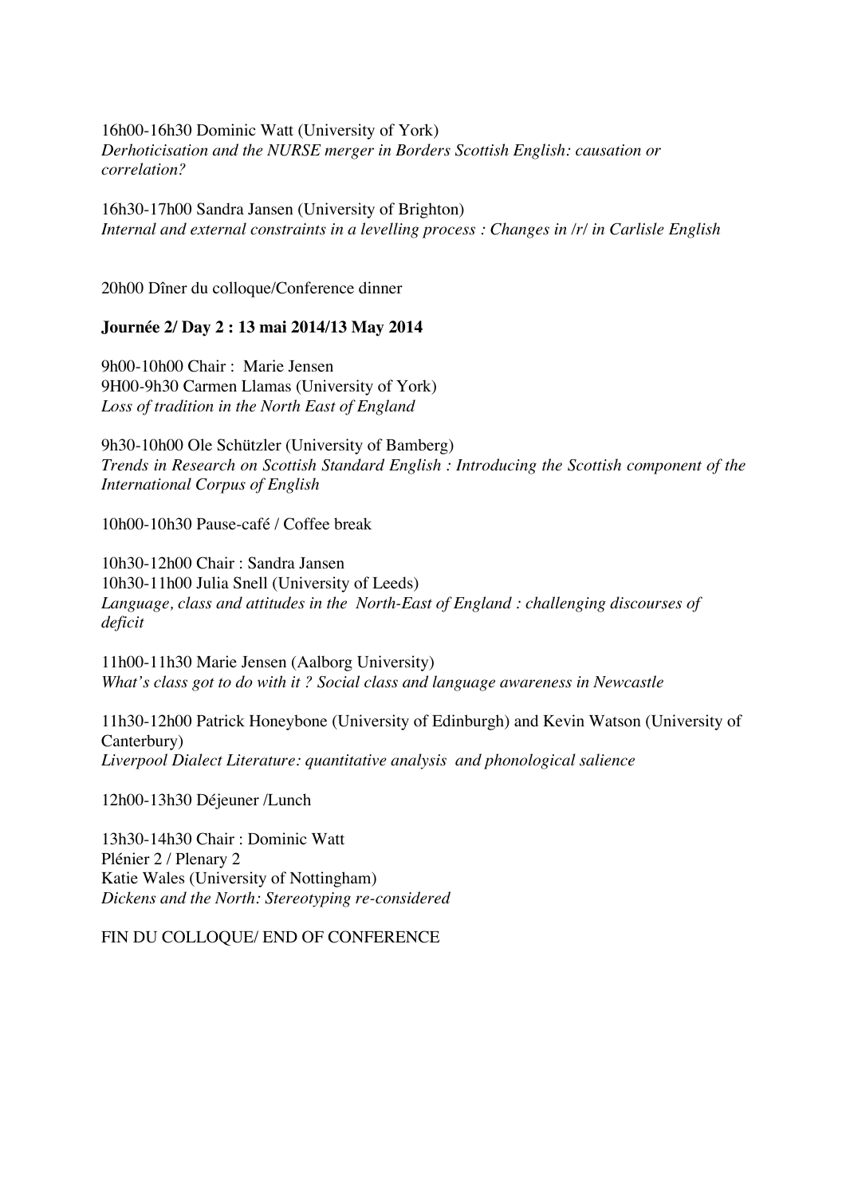16h00-16h30 Dominic Watt (University of York)
*Derhoticisation and the NURSE merger in Borders Scottish English: causation or correlation?*

16h30-17h00 Sandra Jansen (University of Brighton)
*Internal and external constraints in a levelling process : Changes in /r/ in Carlisle English*

20h00 Dîner du colloque/Conference dinner

**Journée 2/ Day 2 : 13 mai 2014/13 May 2014**

9h00-10h00 Chair : Marie Jensen
9H00-9h30 Carmen Llamas (University of York)
*Loss of tradition in the North East of England*

9h30-10h00 Ole Schützler (University of Bamberg)
*Trends in Research on Scottish Standard English : Introducing the Scottish component of the International Corpus of English*

10h00-10h30 Pause-café / Coffee break

10h30-12h00 Chair : Sandra Jansen
10h30-11h00 Julia Snell (University of Leeds)
*Language, class and attitudes in the North-East of England : challenging discourses of deficit*

11h00-11h30 Marie Jensen (Aalborg University)
*What's class got to do with it ? Social class and language awareness in Newcastle*

11h30-12h00 Patrick Honeybone (University of Edinburgh) and Kevin Watson (University of Canterbury)
*Liverpool Dialect Literature: quantitative analysis and phonological salience*

12h00-13h30 Déjeuner /Lunch

13h30-14h30 Chair : Dominic Watt
Plénier 2 / Plenary 2
Katie Wales (University of Nottingham)
*Dickens and the North: Stereotyping re-considered*

FIN DU COLLOQUE/ END OF CONFERENCE